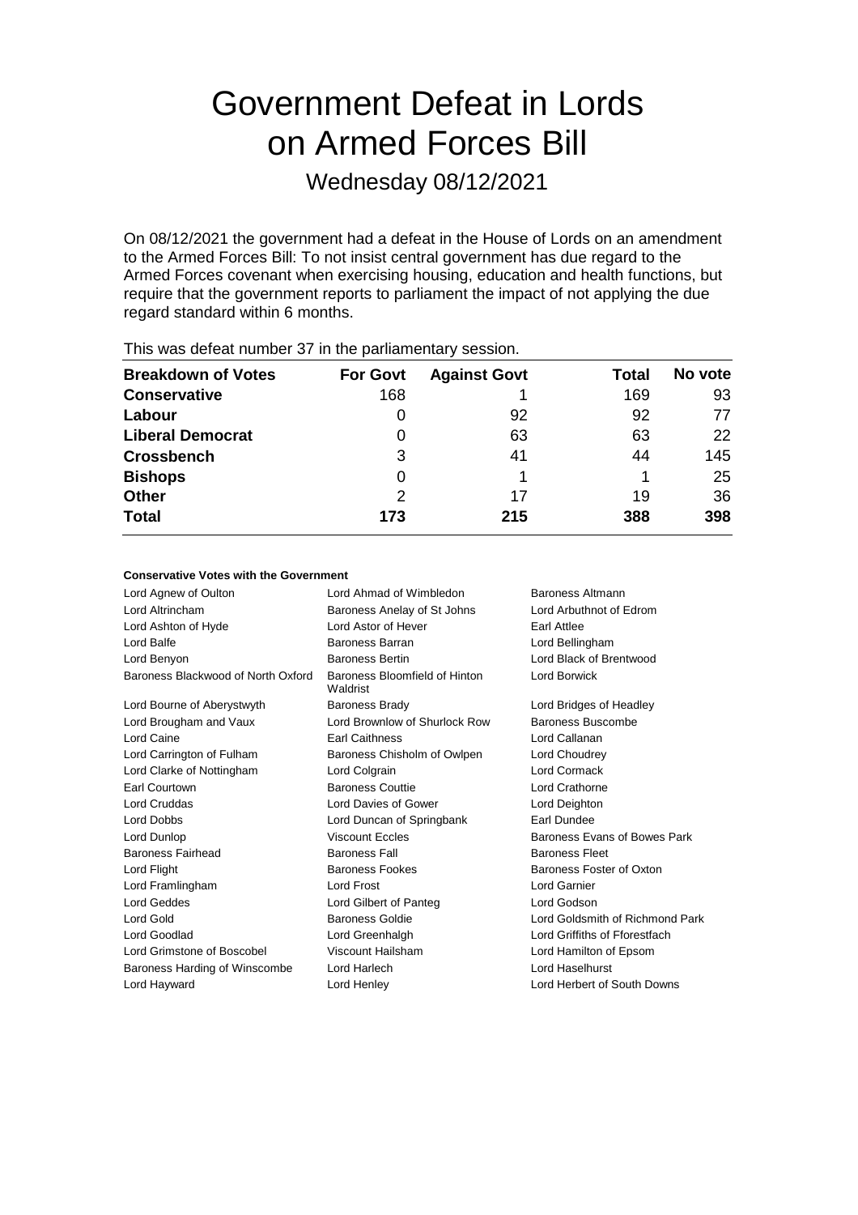# Government Defeat in Lords on Armed Forces Bill

## Wednesday 08/12/2021

On 08/12/2021 the government had a defeat in the House of Lords on an amendment to the Armed Forces Bill: To not insist central government has due regard to the Armed Forces covenant when exercising housing, education and health functions, but require that the government reports to parliament the impact of not applying the due regard standard within 6 months.

This was defeat number 37 in the parliamentary session.

| Breakdown of Votes | For Govt | Against Govt | Total | No vote |
|---|---|---|---|---|
| **Conservative** | 168 | 1 | 169 | 93 |
| **Labour** | 0 | 92 | 92 | 77 |
| **Liberal Democrat** | 0 | 63 | 63 | 22 |
| **Crossbench** | 3 | 41 | 44 | 145 |
| **Bishops** | 0 | 1 | 1 | 25 |
| **Other** | 2 | 17 | 19 | 36 |
| **Total** | **173** | **215** | **388** | **398** |

**Conservative Votes with the Government**

| | | |
|---|---|---|
| Lord Agnew of Oulton | Lord Ahmad of Wimbledon | Baroness Altmann |
| Lord Altrincham | Baroness Anelay of St Johns | Lord Arbuthnot of Edrom |
| Lord Ashton of Hyde | Lord Astor of Hever | Earl Attlee |
| Lord Balfe | Baroness Barran | Lord Bellingham |
| Lord Benyon | Baroness Bertin | Lord Black of Brentwood |
| Baroness Blackwood of North Oxford | Baroness Bloomfield of Hinton Waldrist | Lord Borwick |
| Lord Bourne of Aberystwyth | Baroness Brady | Lord Bridges of Headley |
| Lord Brougham and Vaux | Lord Brownlow of Shurlock Row | Baroness Buscombe |
| Lord Caine | Earl Caithness | Lord Callanan |
| Lord Carrington of Fulham | Baroness Chisholm of Owlpen | Lord Choudrey |
| Lord Clarke of Nottingham | Lord Colgrain | Lord Cormack |
| Earl Courtown | Baroness Couttie | Lord Crathorne |
| Lord Cruddas | Lord Davies of Gower | Lord Deighton |
| Lord Dobbs | Lord Duncan of Springbank | Earl Dundee |
| Lord Dunlop | Viscount Eccles | Baroness Evans of Bowes Park |
| Baroness Fairhead | Baroness Fall | Baroness Fleet |
| Lord Flight | Baroness Fookes | Baroness Foster of Oxton |
| Lord Framlingham | Lord Frost | Lord Garnier |
| Lord Geddes | Lord Gilbert of Panteg | Lord Godson |
| Lord Gold | Baroness Goldie | Lord Goldsmith of Richmond Park |
| Lord Goodlad | Lord Greenhalgh | Lord Griffiths of Fforestfach |
| Lord Grimstone of Boscobel | Viscount Hailsham | Lord Hamilton of Epsom |
| Baroness Harding of Winscombe | Lord Harlech | Lord Haselhurst |
| Lord Hayward | Lord Henley | Lord Herbert of South Downs |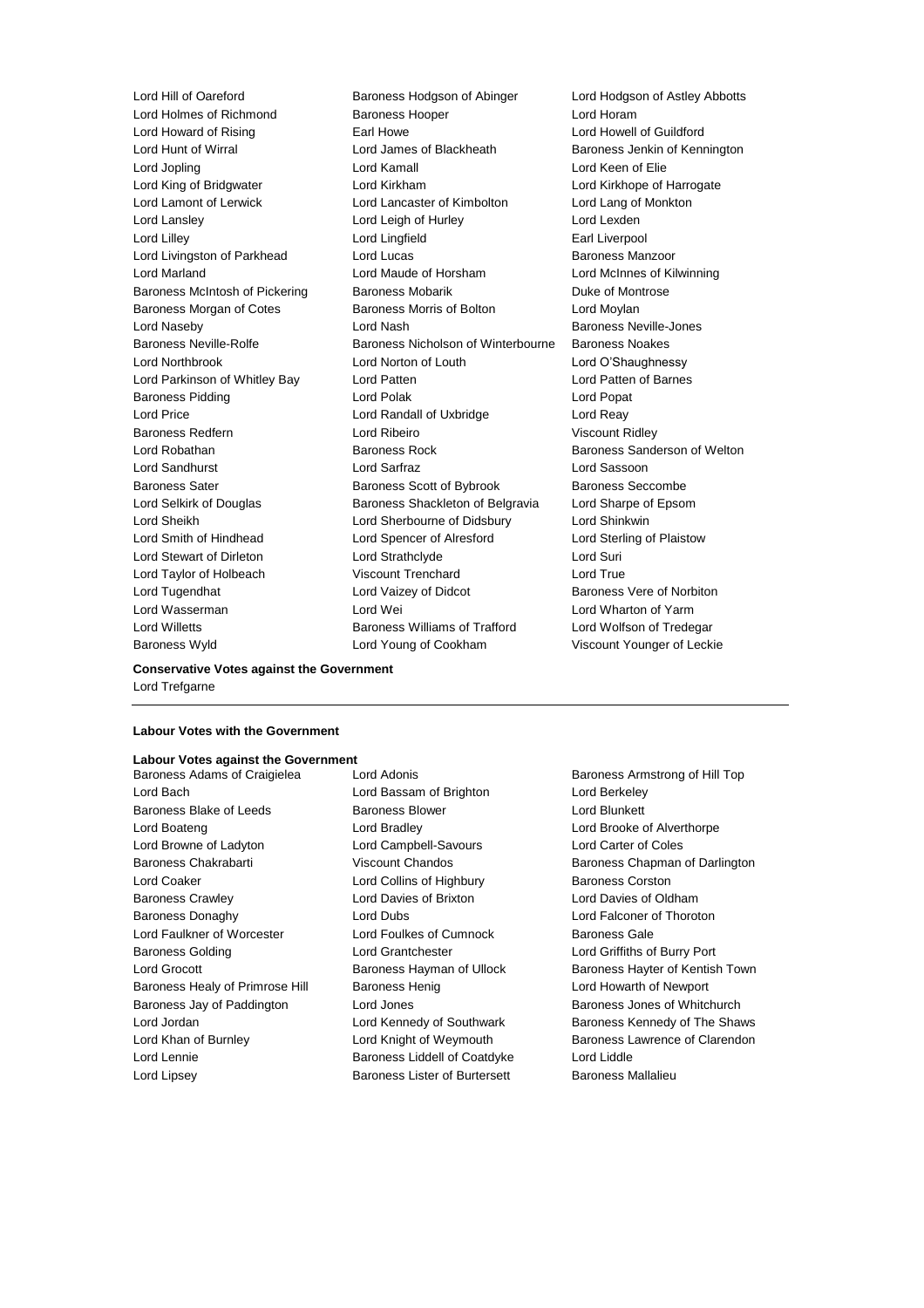Lord Hill of Oareford
Baroness Hodgson of Abinger
Lord Hodgson of Astley Abbotts
Lord Holmes of Richmond
Baroness Hooper
Lord Horam
Lord Howard of Rising
Earl Howe
Lord Howell of Guildford
Lord Hunt of Wirral
Lord James of Blackheath
Baroness Jenkin of Kennington
Lord Jopling
Lord Kamall
Lord Keen of Elie
Lord King of Bridgwater
Lord Kirkham
Lord Kirkhope of Harrogate
Lord Lamont of Lerwick
Lord Lancaster of Kimbolton
Lord Lang of Monkton
Lord Lansley
Lord Leigh of Hurley
Lord Lexden
Lord Lilley
Lord Lingfield
Earl Liverpool
Lord Livingston of Parkhead
Lord Lucas
Baroness Manzoor
Lord Marland
Lord Maude of Horsham
Lord McInnes of Kilwinning
Baroness McIntosh of Pickering
Baroness Mobarik
Duke of Montrose
Baroness Morgan of Cotes
Baroness Morris of Bolton
Lord Moylan
Lord Naseby
Lord Nash
Baroness Neville-Jones
Baroness Neville-Rolfe
Baroness Nicholson of Winterbourne
Baroness Noakes
Lord Northbrook
Lord Norton of Louth
Lord O'Shaughnessy
Lord Parkinson of Whitley Bay
Lord Patten
Lord Patten of Barnes
Baroness Pidding
Lord Polak
Lord Popat
Lord Price
Lord Randall of Uxbridge
Lord Reay
Baroness Redfern
Lord Ribeiro
Viscount Ridley
Lord Robathan
Baroness Rock
Baroness Sanderson of Welton
Lord Sandhurst
Lord Sarfraz
Lord Sassoon
Baroness Sater
Baroness Scott of Bybrook
Baroness Seccombe
Lord Selkirk of Douglas
Baroness Shackleton of Belgravia
Lord Sharpe of Epsom
Lord Sheikh
Lord Sherbourne of Didsbury
Lord Shinkwin
Lord Smith of Hindhead
Lord Spencer of Alresford
Lord Sterling of Plaistow
Lord Stewart of Dirleton
Lord Strathclyde
Lord Suri
Lord Taylor of Holbeach
Viscount Trenchard
Lord True
Lord Tugendhat
Lord Vaizey of Didcot
Baroness Vere of Norbiton
Lord Wasserman
Lord Wei
Lord Wharton of Yarm
Lord Willetts
Baroness Williams of Trafford
Lord Wolfson of Tredegar
Baroness Wyld
Lord Young of Cookham
Viscount Younger of Leckie

**Conservative Votes against the Government**

Lord Trefgarne

---

**Labour Votes with the Government**

**Labour Votes against the Government**

Baroness Adams of Craigielea
Lord Adonis
Baroness Armstrong of Hill Top
Lord Bach
Lord Bassam of Brighton
Lord Berkeley
Baroness Blake of Leeds
Baroness Blower
Lord Blunkett
Lord Boateng
Lord Bradley
Lord Brooke of Alverthorpe
Lord Browne of Ladyton
Lord Campbell-Savours
Lord Carter of Coles
Baroness Chakrabarti
Viscount Chandos
Baroness Chapman of Darlington
Lord Coaker
Lord Collins of Highbury
Baroness Corston
Baroness Crawley
Lord Davies of Brixton
Lord Davies of Oldham
Baroness Donaghy
Lord Dubs
Lord Falconer of Thoroton
Lord Faulkner of Worcester
Lord Foulkes of Cumnock
Baroness Gale
Baroness Golding
Lord Grantchester
Lord Griffiths of Burry Port
Lord Grocott
Baroness Hayman of Ullock
Baroness Hayter of Kentish Town
Baroness Healy of Primrose Hill
Baroness Henig
Lord Howarth of Newport
Baroness Jay of Paddington
Lord Jones
Baroness Jones of Whitchurch
Lord Jordan
Lord Kennedy of Southwark
Baroness Kennedy of The Shaws
Lord Khan of Burnley
Lord Knight of Weymouth
Baroness Lawrence of Clarendon
Lord Lennie
Baroness Liddell of Coatdyke
Lord Liddle
Lord Lipsey
Baroness Lister of Burtersett
Baroness Mallalieu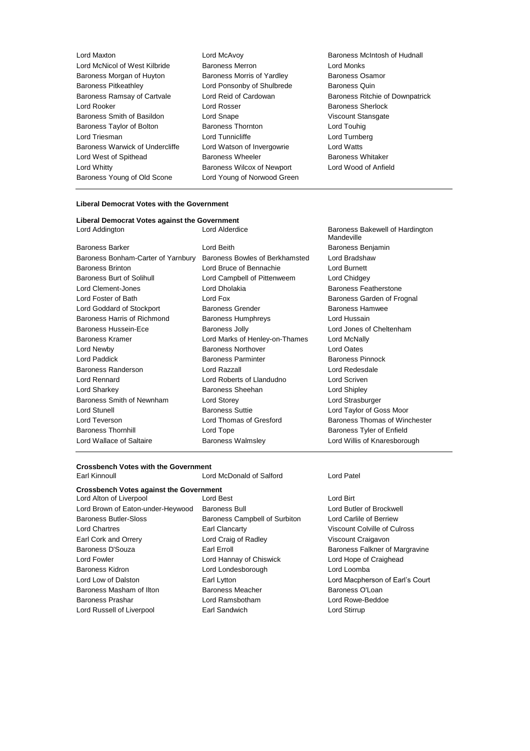Lord Maxton
Lord McAvoy
Baroness McIntosh of Hudnall
Lord McNicol of West Kilbride
Baroness Merron
Lord Monks
Baroness Morgan of Huyton
Baroness Morris of Yardley
Baroness Osamor
Baroness Pitkeathley
Lord Ponsonby of Shulbrede
Baroness Quin
Baroness Ramsay of Cartvale
Lord Reid of Cardowan
Baroness Ritchie of Downpatrick
Lord Rooker
Lord Rosser
Baroness Sherlock
Baroness Smith of Basildon
Lord Snape
Viscount Stansgate
Baroness Taylor of Bolton
Baroness Thornton
Lord Touhig
Lord Triesman
Lord Tunnicliffe
Lord Turnberg
Baroness Warwick of Undercliffe
Lord Watson of Invergowrie
Lord Watts
Lord West of Spithead
Baroness Wheeler
Baroness Whitaker
Lord Whitty
Baroness Wilcox of Newport
Lord Wood of Anfield
Baroness Young of Old Scone
Lord Young of Norwood Green

**Liberal Democrat Votes with the Government**

**Liberal Democrat Votes against the Government**

Lord Addington
Lord Alderdice
Baroness Bakewell of Hardington Mandeville
Baroness Barker
Lord Beith
Baroness Benjamin
Baroness Bonham-Carter of Yarnbury
Baroness Bowles of Berkhamsted
Lord Bradshaw
Baroness Brinton
Lord Bruce of Bennachie
Lord Burnett
Baroness Burt of Solihull
Lord Campbell of Pittenweem
Lord Chidgey
Lord Clement-Jones
Lord Dholakia
Baroness Featherstone
Lord Foster of Bath
Lord Fox
Baroness Garden of Frognal
Lord Goddard of Stockport
Baroness Grender
Baroness Hamwee
Baroness Harris of Richmond
Baroness Humphreys
Lord Hussain
Baroness Hussein-Ece
Baroness Jolly
Lord Jones of Cheltenham
Baroness Kramer
Lord Marks of Henley-on-Thames
Lord McNally
Lord Newby
Baroness Northover
Lord Oates
Lord Paddick
Baroness Parminter
Baroness Pinnock
Baroness Randerson
Lord Razzall
Lord Redesdale
Lord Rennard
Lord Roberts of Llandudno
Lord Scriven
Lord Sharkey
Baroness Sheehan
Lord Shipley
Baroness Smith of Newnham
Lord Storey
Lord Strasburger
Lord Stunell
Baroness Suttie
Lord Taylor of Goss Moor
Lord Teverson
Lord Thomas of Gresford
Baroness Thomas of Winchester
Baroness Thornhill
Lord Tope
Baroness Tyler of Enfield
Lord Wallace of Saltaire
Baroness Walmsley
Lord Willis of Knaresborough

**Crossbench Votes with the Government**

Earl Kinnoull
Lord McDonald of Salford
Lord Patel

**Crossbench Votes against the Government**

Lord Alton of Liverpool
Lord Best
Lord Birt
Lord Brown of Eaton-under-Heywood
Baroness Bull
Lord Butler of Brockwell
Baroness Butler-Sloss
Baroness Campbell of Surbiton
Lord Carlile of Berriew
Lord Chartres
Earl Clancarty
Viscount Colville of Culross
Earl Cork and Orrery
Lord Craig of Radley
Viscount Craigavon
Baroness D'Souza
Earl Erroll
Baroness Falkner of Margravine
Lord Fowler
Lord Hannay of Chiswick
Lord Hope of Craighead
Baroness Kidron
Lord Londesborough
Lord Loomba
Lord Low of Dalston
Earl Lytton
Lord Macpherson of Earl's Court
Baroness Masham of Ilton
Baroness Meacher
Baroness O'Loan
Baroness Prashar
Lord Ramsbotham
Lord Rowe-Beddoe
Lord Russell of Liverpool
Earl Sandwich
Lord Stirrup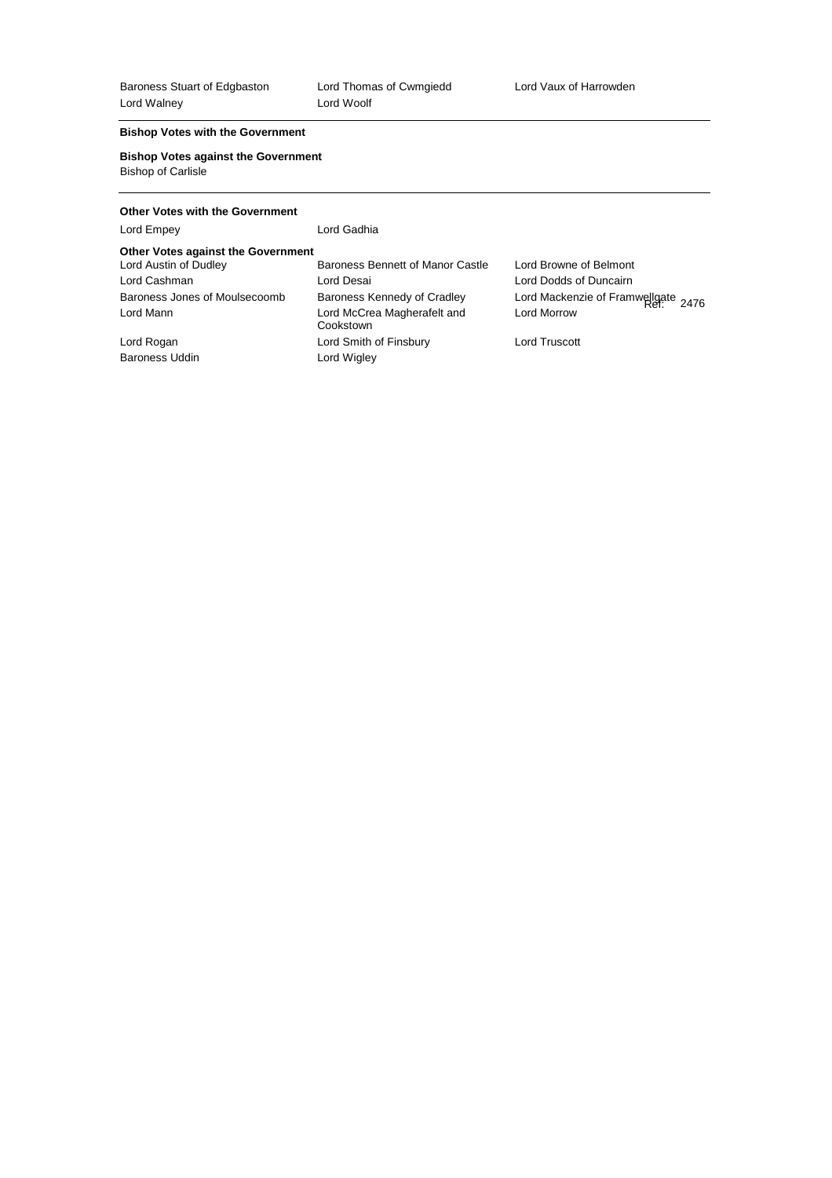Baroness Stuart of Edgbaston
Lord Thomas of Cwmgiedd
Lord Vaux of Harrowden
Lord Walney
Lord Woolf

**Bishop Votes with the Government**

**Bishop Votes against the Government**

Bishop of Carlisle

**Other Votes with the Government**

Lord Empey
Lord Gadhia

**Other Votes against the Government**

Lord Austin of Dudley
Baroness Bennett of Manor Castle
Lord Browne of Belmont
Lord Cashman
Lord Desai
Lord Dodds of Duncairn
Baroness Jones of Moulsecoomb
Baroness Kennedy of Cradley
Lord Mackenzie of Framwellgate
Lord Mann
Lord McCrea Magherafelt and Cookstown
Lord Morrow
Lord Rogan
Lord Smith of Finsbury
Lord Truscott
Baroness Uddin
Lord Wigley

Ref: 2476